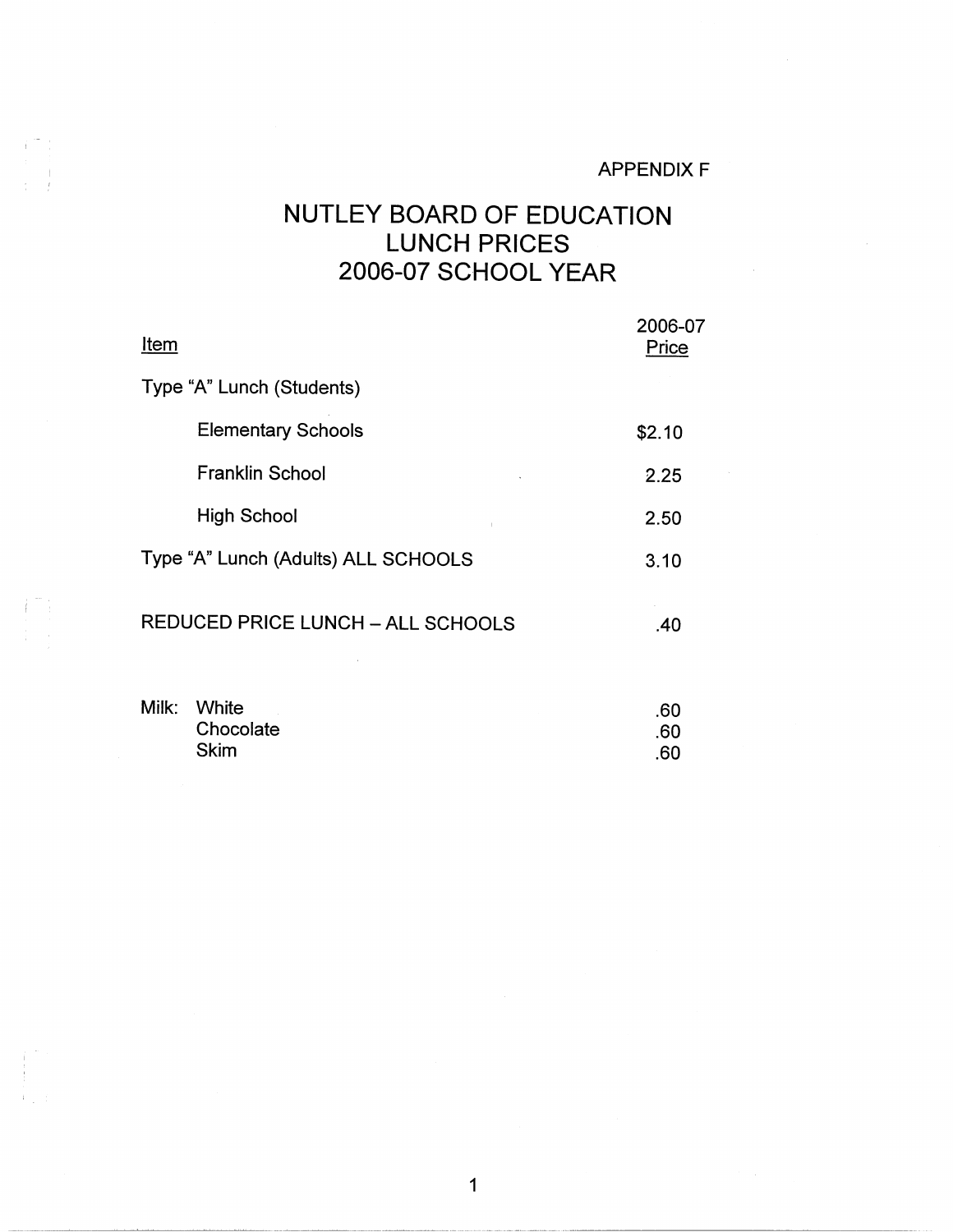APPENDIX F

# NUTLEY BOARD OF EDUCATION
## LUNCH PRICES
## 2006-07 SCHOOL YEAR

| Item | 2006-07 Price |
|---|---|
| Type "A" Lunch (Students) | |
| Elementary Schools | $2.10 |
| Franklin School | 2.25 |
| High School | 2.50 |
| Type "A" Lunch (Adults) ALL SCHOOLS | 3.10 |
| REDUCED PRICE LUNCH – ALL SCHOOLS | .40 |
| Milk: White | .60 |
| Chocolate | .60 |
| Skim | .60 |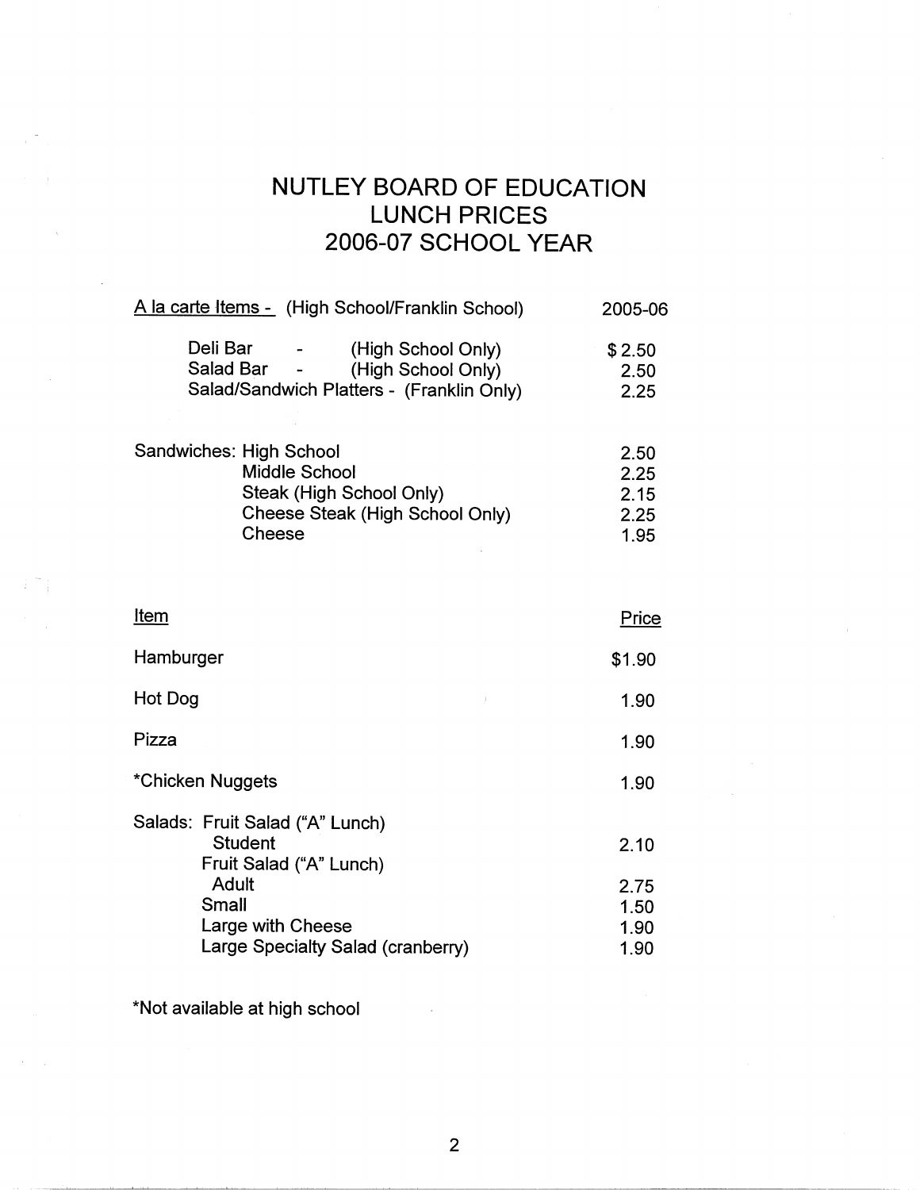# NUTLEY BOARD OF EDUCATION
# LUNCH PRICES
# 2006-07 SCHOOL YEAR

| <u>A la carte Items -</u> (High School/Franklin School) | 2005-06 |
|---|---|
| Deli Bar - (High School Only) | $ 2.50 |
| Salad Bar - (High School Only) | 2.50 |
| Salad/Sandwich Platters - (Franklin Only) | 2.25 |

| Sandwiches: | | |
|---|---|---|
| | High School | 2.50 |
| | Middle School | 2.25 |
| | Steak (High School Only) | 2.15 |
| | Cheese Steak (High School Only) | 2.25 |
| | Cheese | 1.95 |

| <u>Item</u> | <u>Price</u> |
|---|---|
| Hamburger | $1.90 |
| Hot Dog | 1.90 |
| Pizza | 1.90 |
| *Chicken Nuggets | 1.90 |
| Salads: Fruit Salad ("A" Lunch) Student | 2.10 |
| Fruit Salad ("A" Lunch) Adult | 2.75 |
| Small | 1.50 |
| Large with Cheese | 1.90 |
| Large Specialty Salad (cranberry) | 1.90 |

*Not available at high school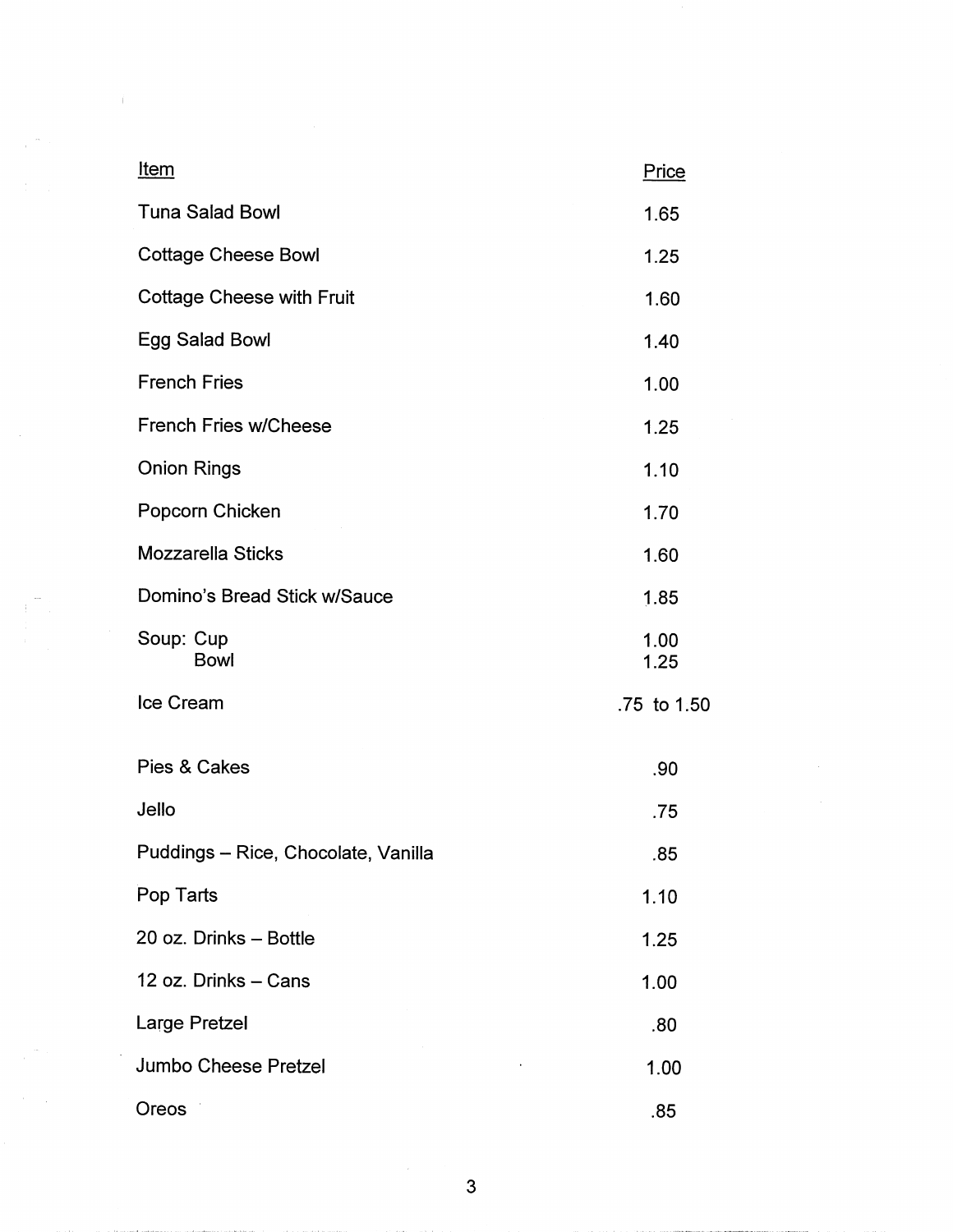| Item | Price |
| --- | --- |
| Tuna Salad Bowl | 1.65 |
| Cottage Cheese Bowl | 1.25 |
| Cottage Cheese with Fruit | 1.60 |
| Egg Salad Bowl | 1.40 |
| French Fries | 1.00 |
| French Fries w/Cheese | 1.25 |
| Onion Rings | 1.10 |
| Popcorn Chicken | 1.70 |
| Mozzarella Sticks | 1.60 |
| Domino's Bread Stick w/Sauce | 1.85 |
| Soup: Cup | 1.00 |
| Bowl | 1.25 |
| Ice Cream | .75 to 1.50 |
| Pies & Cakes | .90 |
| Jello | .75 |
| Puddings – Rice, Chocolate, Vanilla | .85 |
| Pop Tarts | 1.10 |
| 20 oz. Drinks – Bottle | 1.25 |
| 12 oz. Drinks – Cans | 1.00 |
| Large Pretzel | .80 |
| Jumbo Cheese Pretzel | 1.00 |
| Oreos | .85 |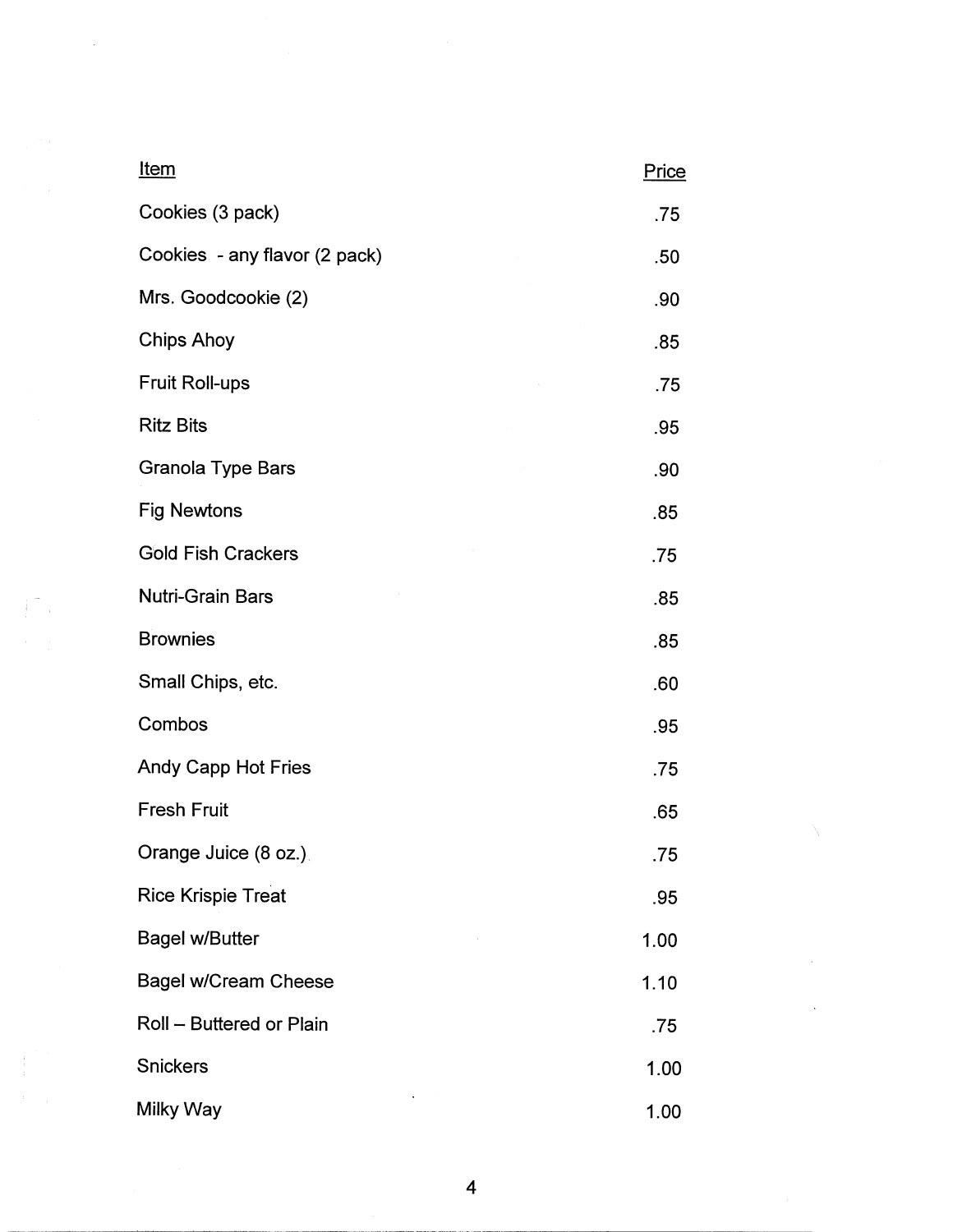| Item | Price |
|---|---|
| Cookies (3 pack) | .75 |
| Cookies - any flavor (2 pack) | .50 |
| Mrs. Goodcookie (2) | .90 |
| Chips Ahoy | .85 |
| Fruit Roll-ups | .75 |
| Ritz Bits | .95 |
| Granola Type Bars | .90 |
| Fig Newtons | .85 |
| Gold Fish Crackers | .75 |
| Nutri-Grain Bars | .85 |
| Brownies | .85 |
| Small Chips, etc. | .60 |
| Combos | .95 |
| Andy Capp Hot Fries | .75 |
| Fresh Fruit | .65 |
| Orange Juice (8 oz.) | .75 |
| Rice Krispie Treat | .95 |
| Bagel w/Butter | 1.00 |
| Bagel w/Cream Cheese | 1.10 |
| Roll – Buttered or Plain | .75 |
| Snickers | 1.00 |
| Milky Way | 1.00 |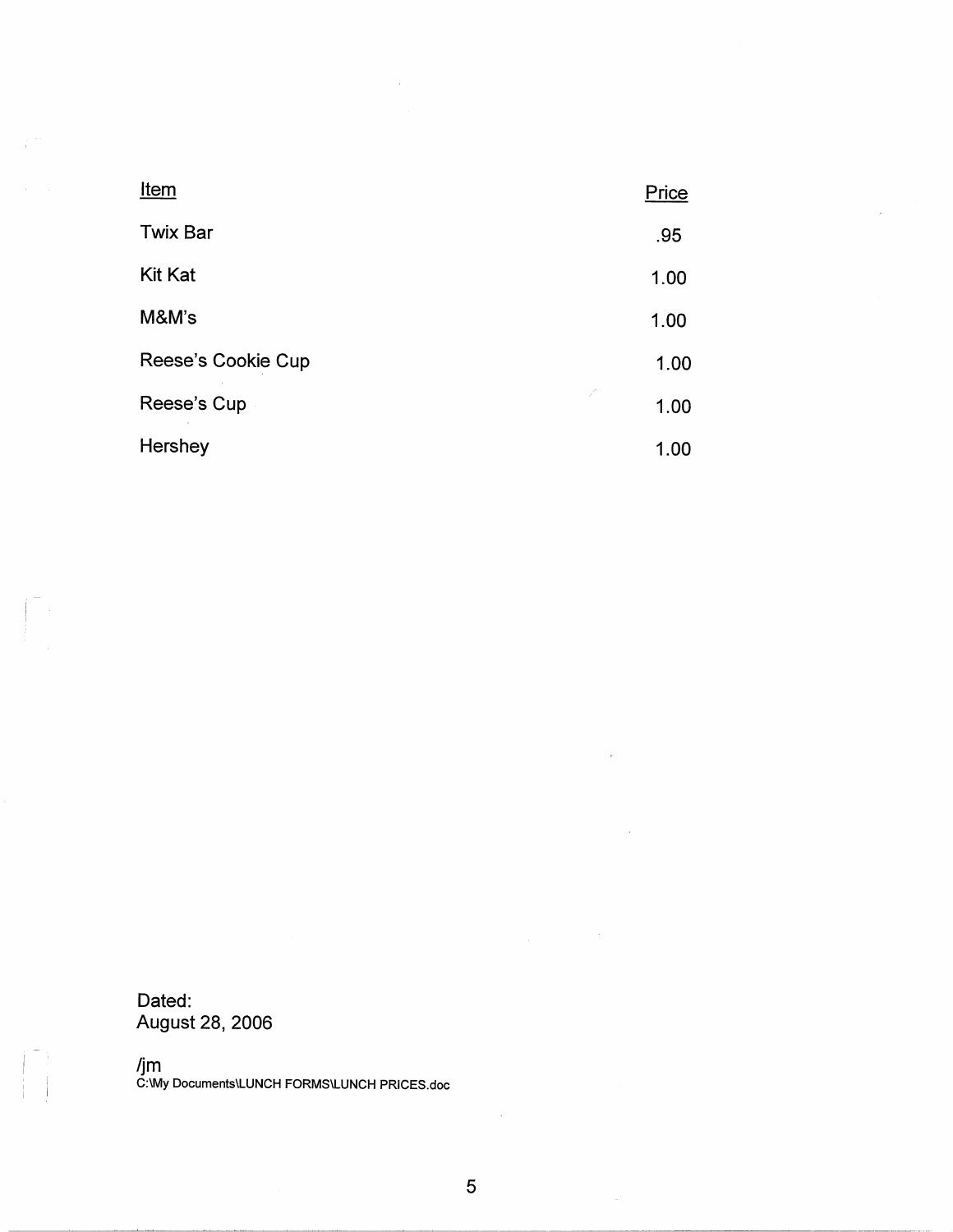| Item | Price |
|---|---|
| Twix Bar | .95 |
| Kit Kat | 1.00 |
| M&M's | 1.00 |
| Reese's Cookie Cup | 1.00 |
| Reese's Cup | 1.00 |
| Hershey | 1.00 |

Dated:
August 28, 2006

/jm
C:\My Documents\LUNCH FORMS\LUNCH PRICES.doc